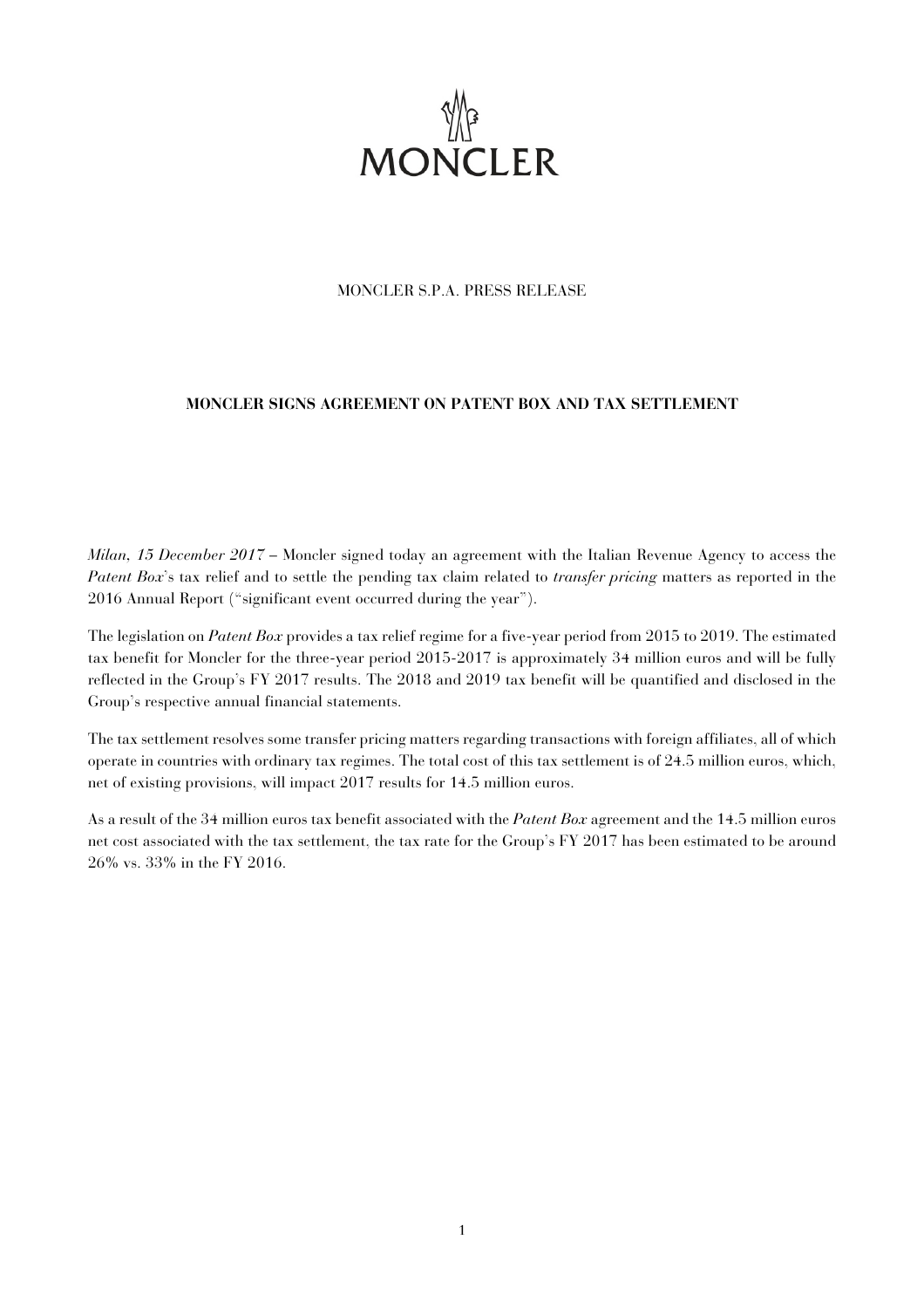MONCLER

MONCLER S.P.A. PRESS RELEASE

**MONCLER SIGNS AGREEMENT ON PATENT BOX AND TAX SETTLEMENT**

*Milan, 15 December 2017* – Moncler signed today an agreement with the Italian Revenue Agency to access the *Patent Box*'s tax relief and to settle the pending tax claim related to *transfer pricing* matters as reported in the 2016 Annual Report ("significant event occurred during the year").

The legislation on *Patent Box* provides a tax relief regime for a five-year period from 2015 to 2019. The estimated tax benefit for Moncler for the three-year period 2015-2017 is approximately 34 million euros and will be fully reflected in the Group's FY 2017 results. The 2018 and 2019 tax benefit will be quantified and disclosed in the Group's respective annual financial statements.

The tax settlement resolves some transfer pricing matters regarding transactions with foreign affiliates, all of which operate in countries with ordinary tax regimes. The total cost of this tax settlement is of 24.5 million euros, which, net of existing provisions, will impact 2017 results for 14.5 million euros.

As a result of the 34 million euros tax benefit associated with the *Patent Box* agreement and the 14.5 million euros net cost associated with the tax settlement, the tax rate for the Group's FY 2017 has been estimated to be around 26% vs. 33% in the FY 2016.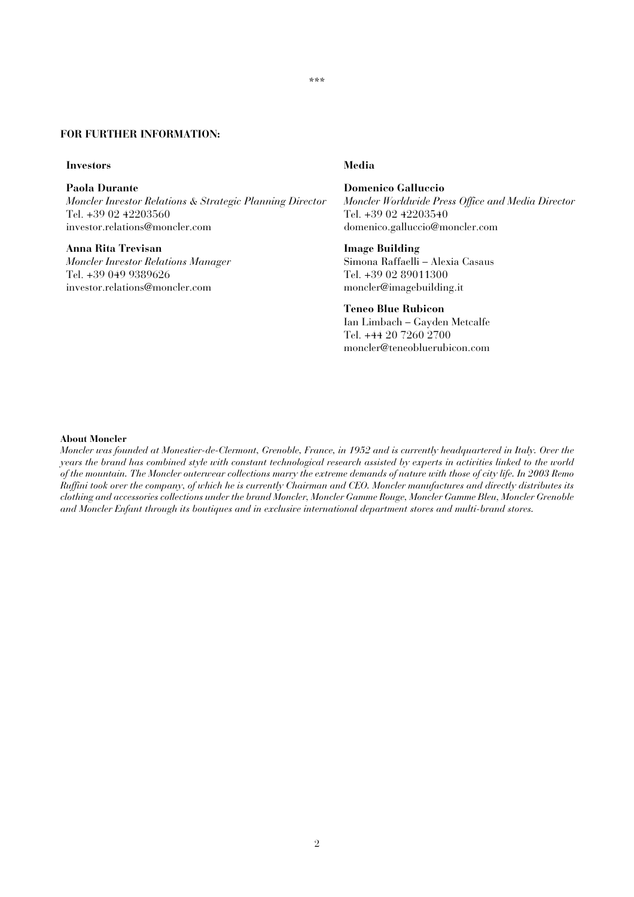\*\*\*

**FOR FURTHER INFORMATION:**

**Investors**

**Paola Durante**
*Moncler Investor Relations & Strategic Planning Director*
Tel. +39 02 42203560
investor.relations@moncler.com

**Anna Rita Trevisan**
*Moncler Investor Relations Manager*
Tel. +39 049 9389626
investor.relations@moncler.com

**Media**

**Domenico Galluccio**
*Moncler Worldwide Press Office and Media Director*
Tel. +39 02 42203540
domenico.galluccio@moncler.com

**Image Building**
Simona Raffaelli – Alexia Casaus
Tel. +39 02 89011300
moncler@imagebuilding.it

**Teneo Blue Rubicon**
Ian Limbach – Gayden Metcalfe
Tel. +44 20 7260 2700
moncler@teneobluerubicon.com

**About Moncler**

*Moncler was founded at Monestier-de-Clermont, Grenoble, France, in 1952 and is currently headquartered in Italy. Over the years the brand has combined style with constant technological research assisted by experts in activities linked to the world of the mountain. The Moncler outerwear collections marry the extreme demands of nature with those of city life. In 2003 Remo Ruffini took over the company, of which he is currently Chairman and CEO. Moncler manufactures and directly distributes its clothing and accessories collections under the brand Moncler, Moncler Gamme Rouge, Moncler Gamme Bleu, Moncler Grenoble and Moncler Enfant through its boutiques and in exclusive international department stores and multi-brand stores.*